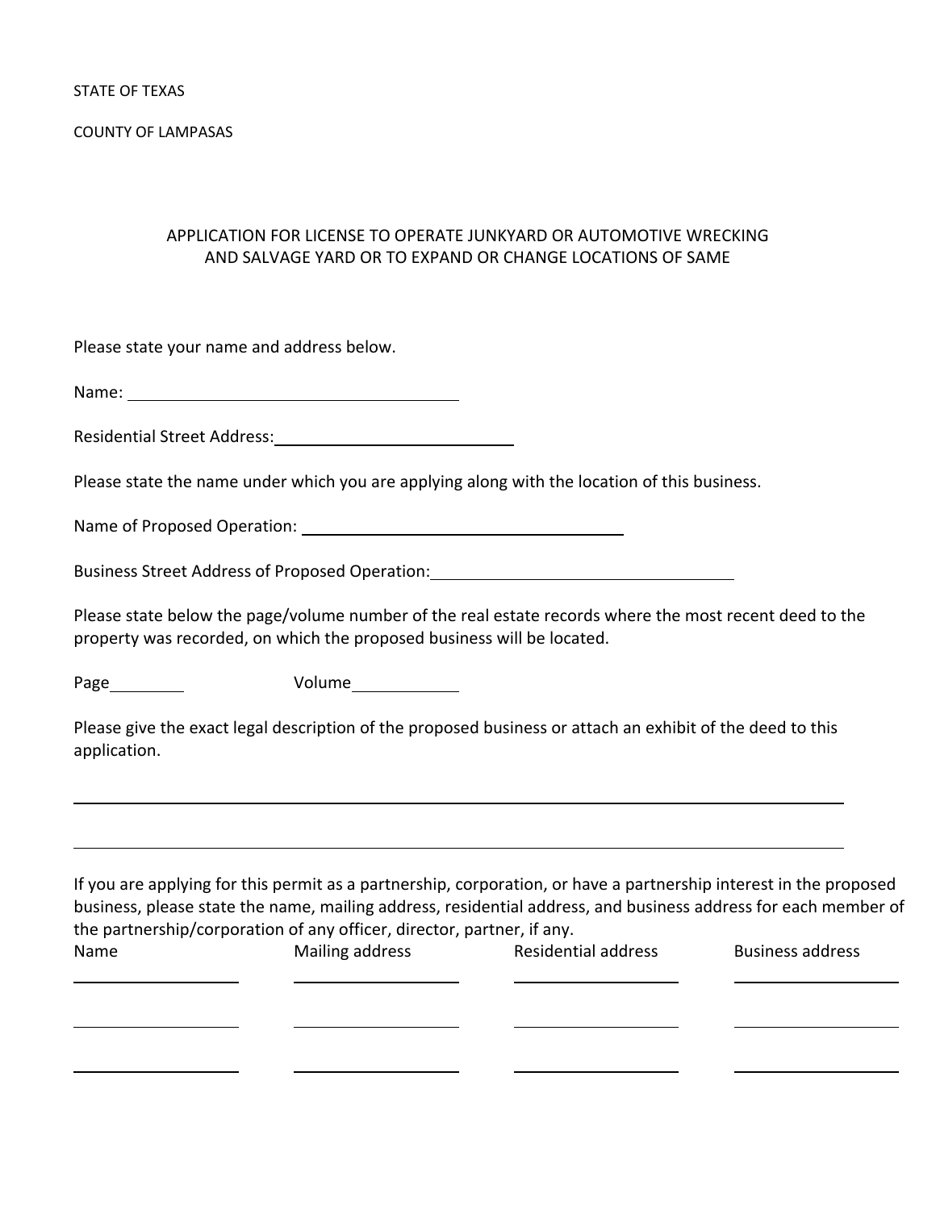STATE OF TEXAS

COUNTY OF LAMPASAS

## APPLICATION FOR LICENSE TO OPERATE JUNKYARD OR AUTOMOTIVE WRECKING AND SALVAGE YARD OR TO EXPAND OR CHANGE LOCATIONS OF SAME

Please state your name and address below.

Name: ______________________________

Residential Street Address: ______________________________

Please state the name under which you are applying along with the location of this business.

Name of Proposed Operation: ______________________________

Business Street Address of Proposed Operation: ______________________________

Please state below the page/volume number of the real estate records where the most recent deed to the property was recorded, on which the proposed business will be located.

Page __________ Volume __________

Please give the exact legal description of the proposed business or attach an exhibit of the deed to this application.

______________________________________________________________________

______________________________________________________________________

If you are applying for this permit as a partnership, corporation, or have a partnership interest in the proposed business, please state the name, mailing address, residential address, and business address for each member of the partnership/corporation of any officer, director, partner, if any.

| Name | Mailing address | Residential address | Business address |
| --- | --- | --- | --- |
| | | | |
| | | | |
| | | | |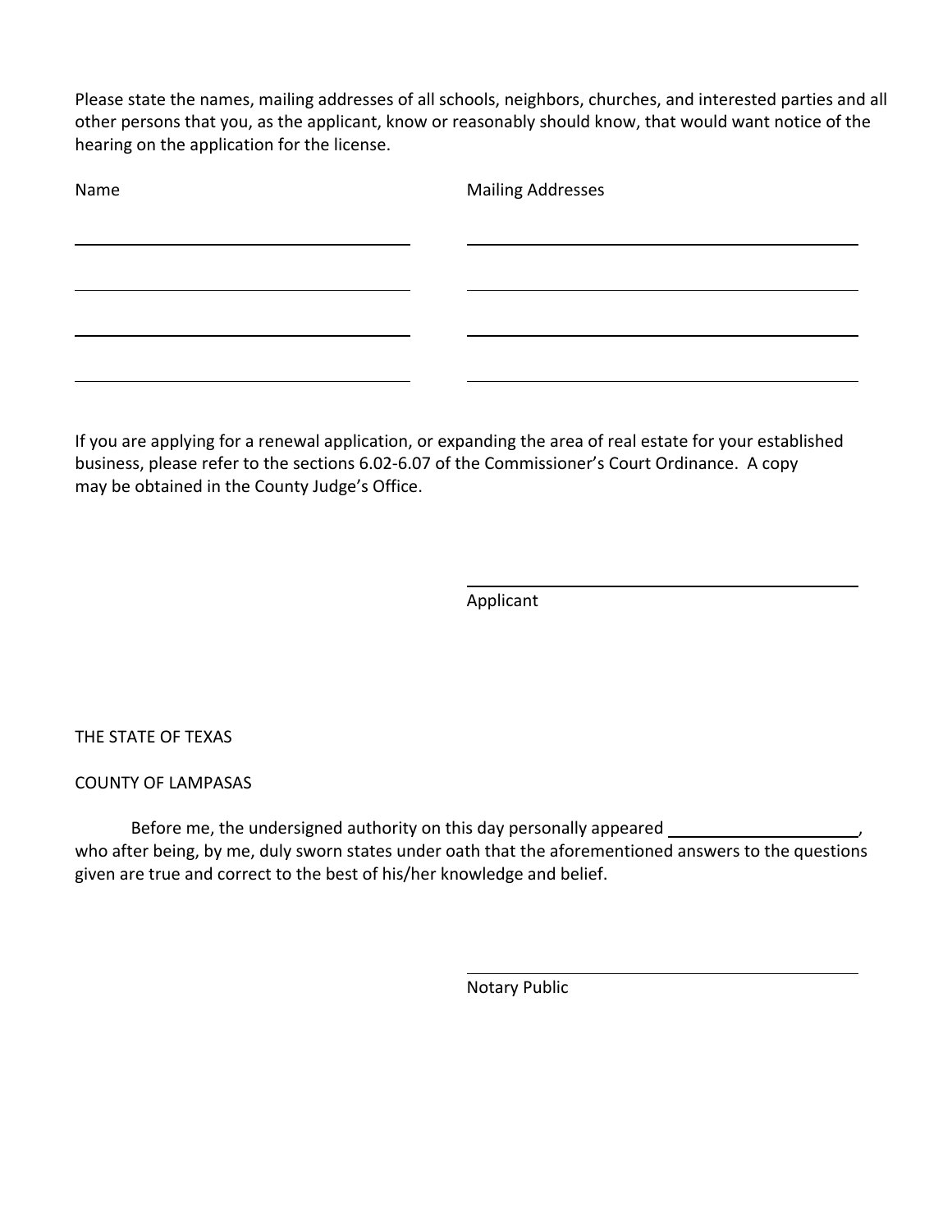Please state the names, mailing addresses of all schools, neighbors, churches, and interested parties and all other persons that you, as the applicant, know or reasonably should know, that would want notice of the hearing on the application for the license.

| Name | Mailing Addresses |
| --- | --- |
| | |
| | |
| | |
| | |

If you are applying for a renewal application, or expanding the area of real estate for your established business, please refer to the sections 6.02-6.07 of the Commissioner's Court Ordinance. A copy may be obtained in the County Judge's Office.

\_\_\_\_\_\_\_\_\_\_\_\_\_\_\_\_\_\_\_\_\_\_\_\_\_\_\_\_\_\_\_\_\_\_\_\_
Applicant

THE STATE OF TEXAS

COUNTY OF LAMPASAS

Before me, the undersigned authority on this day personally appeared \_\_\_\_\_\_\_\_\_\_\_\_\_\_\_\_\_\_\_\_, who after being, by me, duly sworn states under oath that the aforementioned answers to the questions given are true and correct to the best of his/her knowledge and belief.

\_\_\_\_\_\_\_\_\_\_\_\_\_\_\_\_\_\_\_\_\_\_\_\_\_\_\_\_\_\_\_\_\_\_\_\_
Notary Public